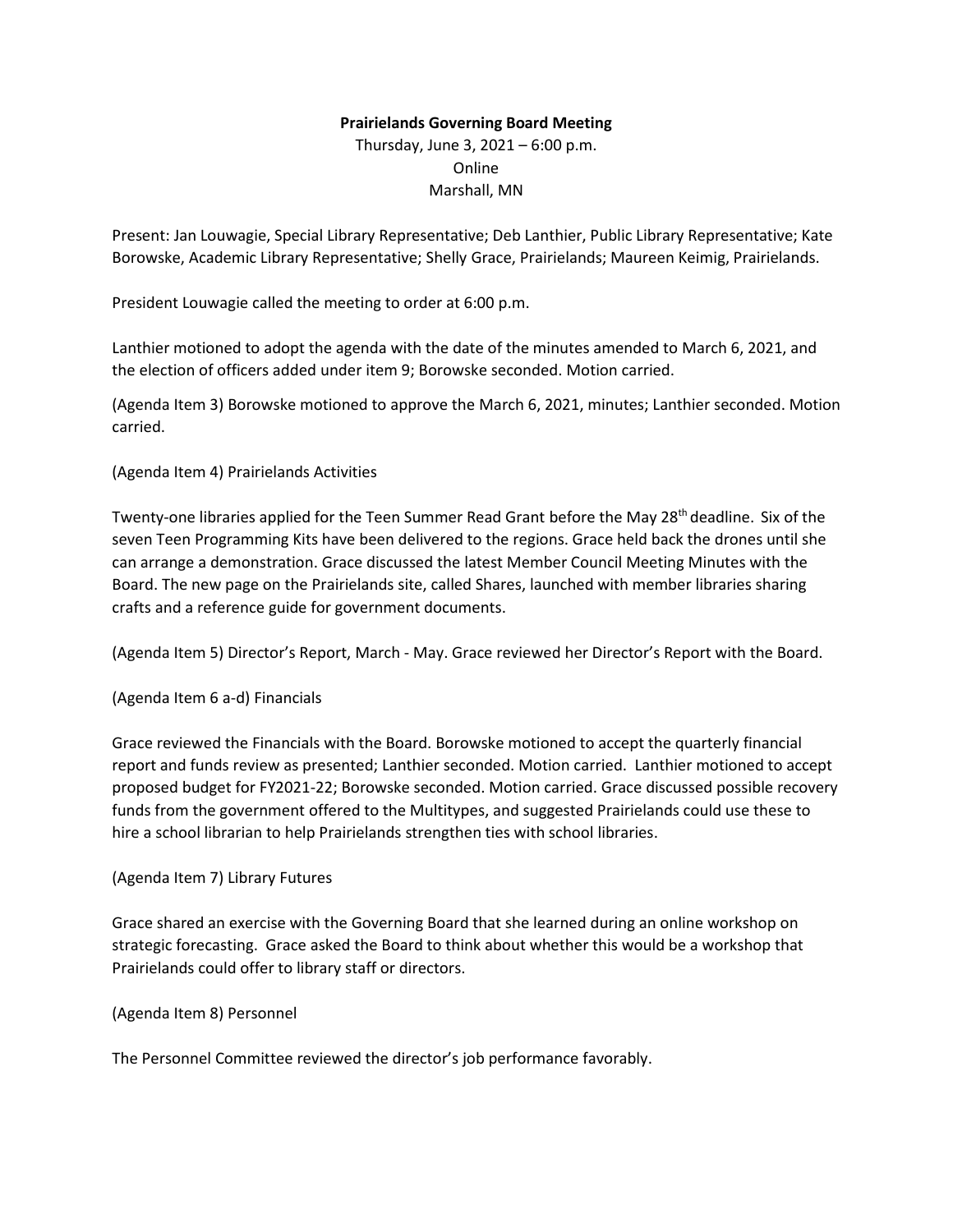**Prairielands Governing Board Meeting**

Thursday, June 3, 2021 – 6:00 p.m.
Online
Marshall, MN

Present: Jan Louwagie, Special Library Representative; Deb Lanthier, Public Library Representative; Kate Borowske, Academic Library Representative; Shelly Grace, Prairielands; Maureen Keimig, Prairielands.

President Louwagie called the meeting to order at 6:00 p.m.

Lanthier motioned to adopt the agenda with the date of the minutes amended to March 6, 2021, and the election of officers added under item 9; Borowske seconded. Motion carried.

(Agenda Item 3) Borowske motioned to approve the March 6, 2021, minutes; Lanthier seconded. Motion carried.

(Agenda Item 4) Prairielands Activities

Twenty-one libraries applied for the Teen Summer Read Grant before the May 28th deadline. Six of the seven Teen Programming Kits have been delivered to the regions. Grace held back the drones until she can arrange a demonstration. Grace discussed the latest Member Council Meeting Minutes with the Board. The new page on the Prairielands site, called Shares, launched with member libraries sharing crafts and a reference guide for government documents.

(Agenda Item 5) Director's Report, March - May. Grace reviewed her Director's Report with the Board.

(Agenda Item 6 a-d) Financials

Grace reviewed the Financials with the Board. Borowske motioned to accept the quarterly financial report and funds review as presented; Lanthier seconded. Motion carried. Lanthier motioned to accept proposed budget for FY2021-22; Borowske seconded. Motion carried. Grace discussed possible recovery funds from the government offered to the Multitypes, and suggested Prairielands could use these to hire a school librarian to help Prairielands strengthen ties with school libraries.

(Agenda Item 7) Library Futures

Grace shared an exercise with the Governing Board that she learned during an online workshop on strategic forecasting. Grace asked the Board to think about whether this would be a workshop that Prairielands could offer to library staff or directors.

(Agenda Item 8) Personnel

The Personnel Committee reviewed the director's job performance favorably.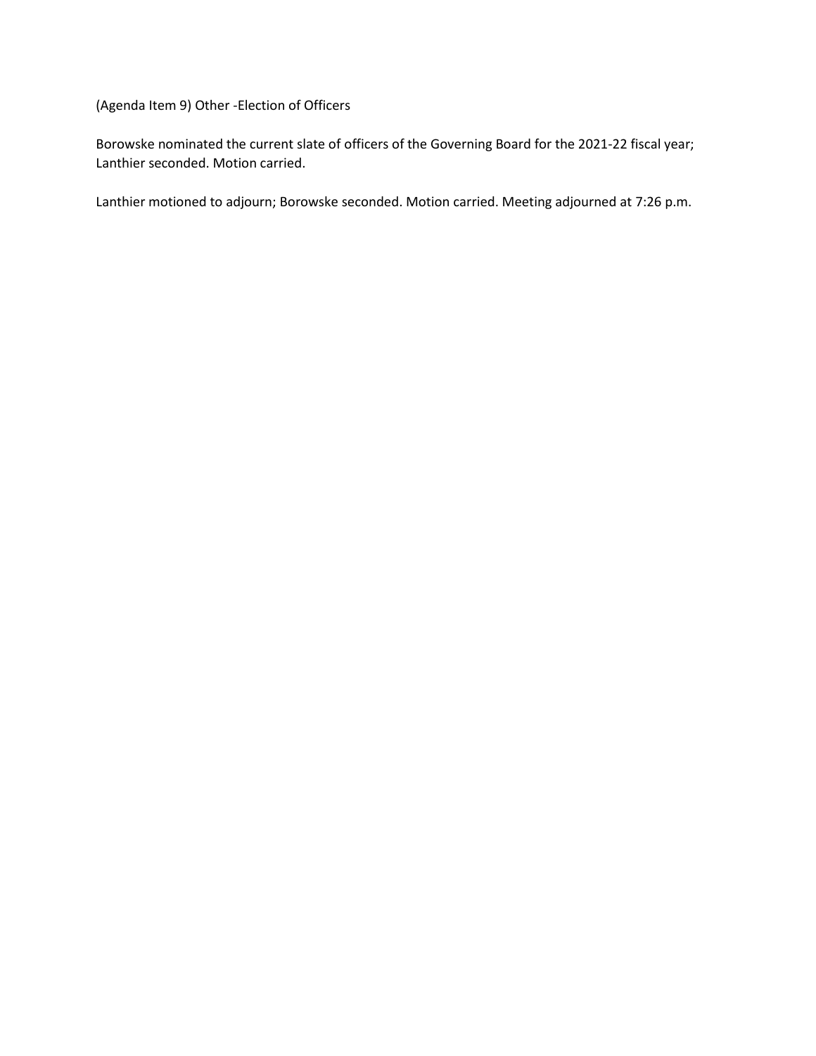(Agenda Item 9) Other -Election of Officers

Borowske nominated the current slate of officers of the Governing Board for the 2021-22 fiscal year; Lanthier seconded. Motion carried.

Lanthier motioned to adjourn; Borowske seconded. Motion carried. Meeting adjourned at 7:26 p.m.